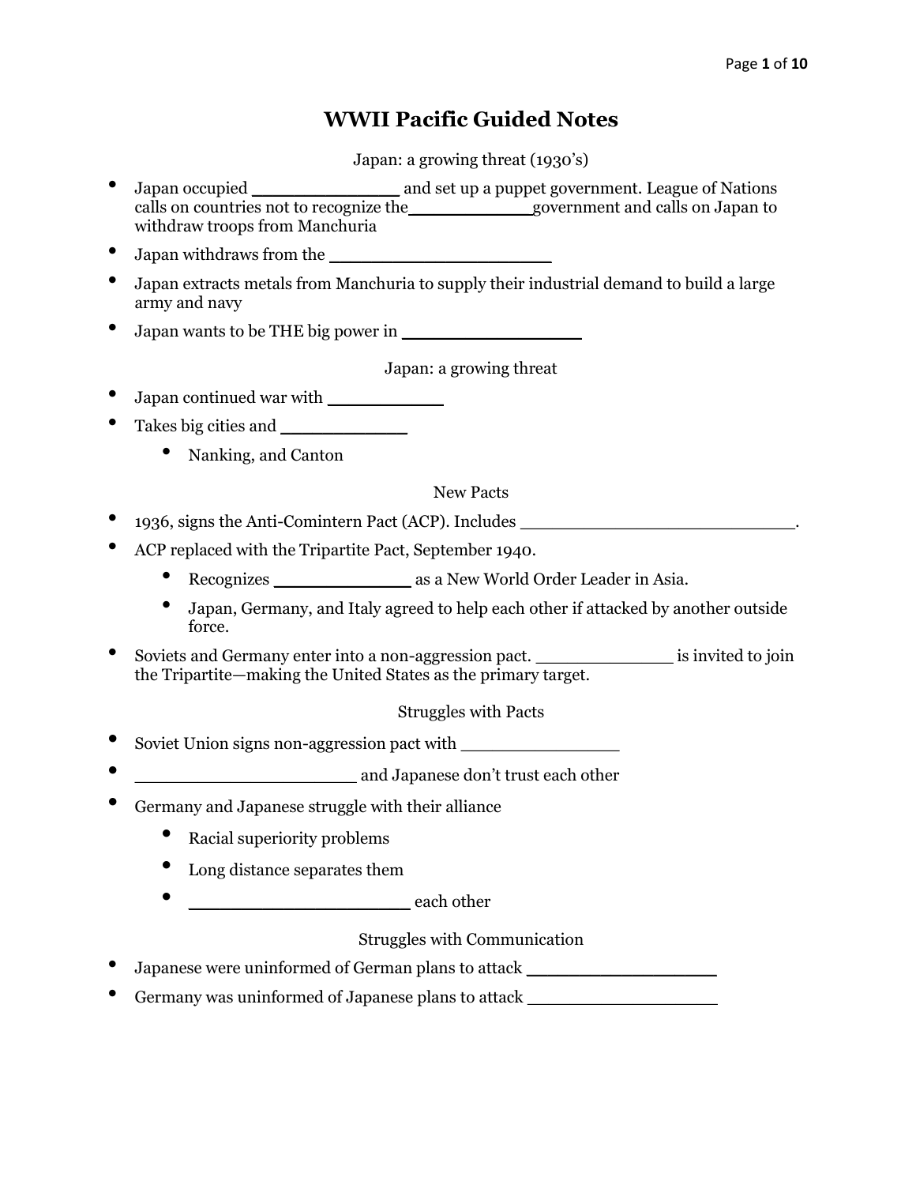# WWII Pacific Guided Notes

## Japan: a growing threat (1930's)

- Japan occupied _____________ and set up a puppet government. League of Nations calls on countries not to recognize the___________government and calls on Japan to withdraw troops from Manchuria
- Japan withdraws from the ____________________
- Japan extracts metals from Manchuria to supply their industrial demand to build a large army and navy
- Japan wants to be THE big power in ________________

## Japan: a growing threat

- Japan continued war with __________
- Takes big cities and ___________
  - Nanking, and Canton

## New Pacts

- 1936, signs the Anti-Comintern Pact (ACP). Includes _________________________.
- ACP replaced with the Tripartite Pact, September 1940.
  - Recognizes _____________ as a New World Order Leader in Asia.
  - Japan, Germany, and Italy agreed to help each other if attacked by another outside force.
- Soviets and Germany enter into a non-aggression pact. _____________ is invited to join the Tripartite—making the United States as the primary target.

## Struggles with Pacts

- Soviet Union signs non-aggression pact with ______________
- ____________________ and Japanese don't trust each other
- Germany and Japanese struggle with their alliance
  - Racial superiority problems
  - Long distance separates them
  - ____________________ each other

## Struggles with Communication

- Japanese were uninformed of German plans to attack _________________
- Germany was uninformed of Japanese plans to attack _________________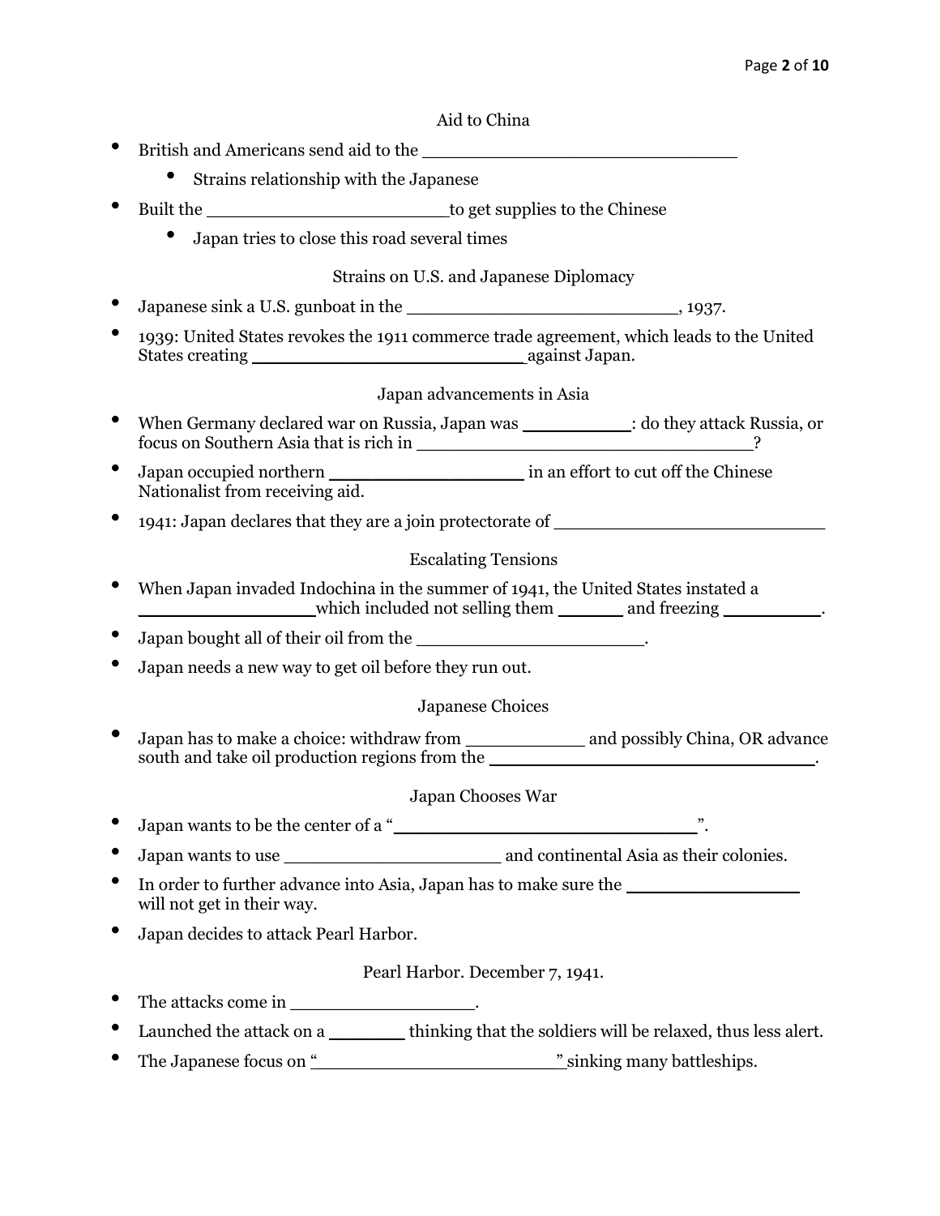## Aid to China

- British and Americans send aid to the ____________________________
    - Strains relationship with the Japanese
- Built the ______________________ to get supplies to the Chinese
    - Japan tries to close this road several times

## Strains on U.S. and Japanese Diplomacy

- Japanese sink a U.S. gunboat in the ________________________, 1937.
- 1939: United States revokes the 1911 commerce trade agreement, which leads to the United States creating ________________________ against Japan.

## Japan advancements in Asia

- When Germany declared war on Russia, Japan was __________: do they attack Russia, or focus on Southern Asia that is rich in ______________________________?
- Japan occupied northern __________________ in an effort to cut off the Chinese Nationalist from receiving aid.
- 1941: Japan declares that they are a join protectorate of ________________________

## Escalating Tensions

- When Japan invaded Indochina in the summer of 1941, the United States instated a ________________ which included not selling them ______ and freezing _________.
- Japan bought all of their oil from the ____________________.
- Japan needs a new way to get oil before they run out.

## Japanese Choices

- Japan has to make a choice: withdraw from ___________ and possibly China, OR advance south and take oil production regions from the ______________________________.

## Japan Chooses War

- Japan wants to be the center of a "___________________________".
- Japan wants to use ___________________ and continental Asia as their colonies.
- In order to further advance into Asia, Japan has to make sure the _______________ will not get in their way.
- Japan decides to attack Pearl Harbor.

## Pearl Harbor. December 7, 1941.

- The attacks come in _________________.
- Launched the attack on a _______ thinking that the soldiers will be relaxed, thus less alert.
- The Japanese focus on "______________________" sinking many battleships.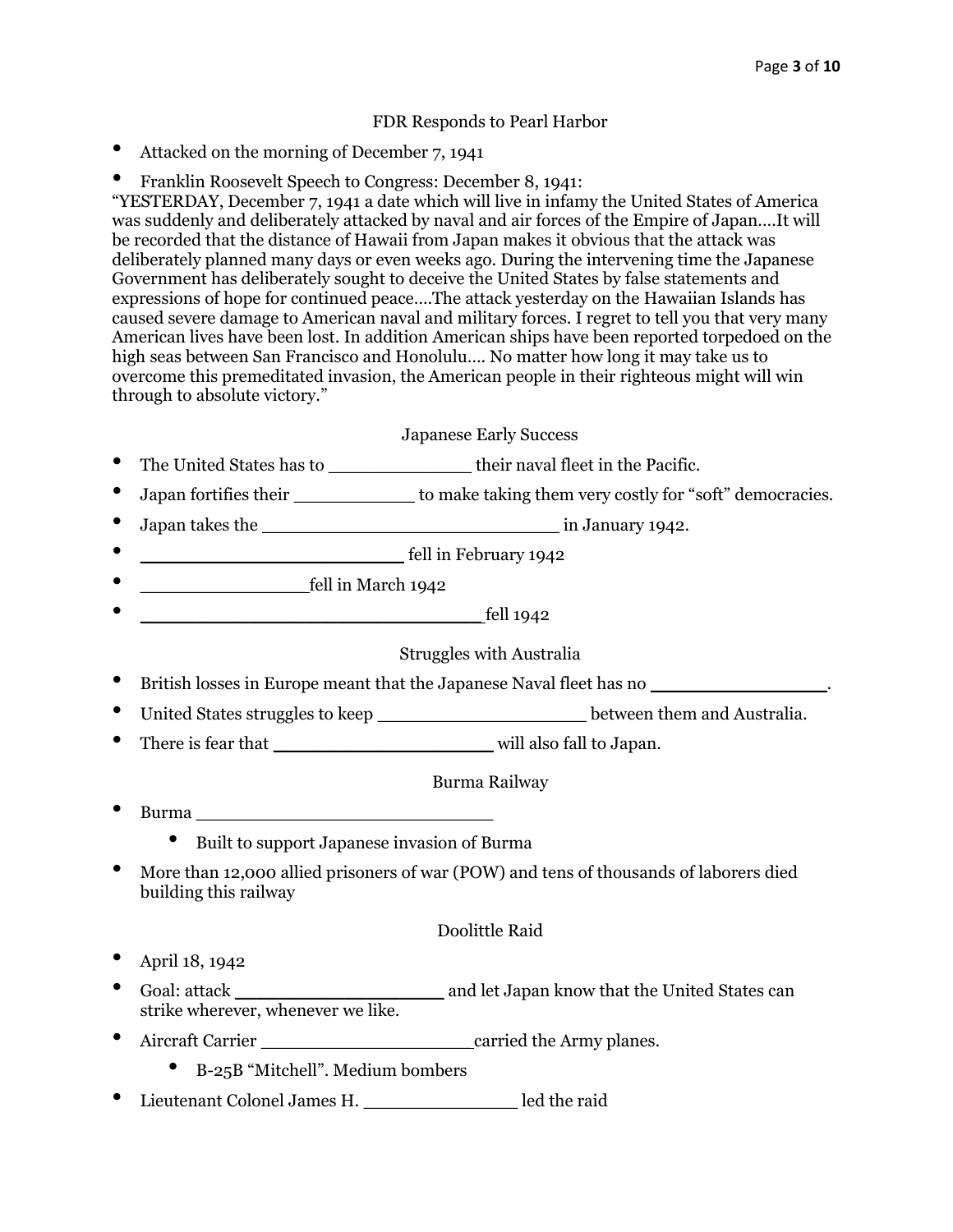## FDR Responds to Pearl Harbor

- Attacked on the morning of December 7, 1941
- Franklin Roosevelt Speech to Congress: December 8, 1941:

"YESTERDAY, December 7, 1941 a date which will live in infamy the United States of America was suddenly and deliberately attacked by naval and air forces of the Empire of Japan….It will be recorded that the distance of Hawaii from Japan makes it obvious that the attack was deliberately planned many days or even weeks ago. During the intervening time the Japanese Government has deliberately sought to deceive the United States by false statements and expressions of hope for continued peace….The attack yesterday on the Hawaiian Islands has caused severe damage to American naval and military forces. I regret to tell you that very many American lives have been lost. In addition American ships have been reported torpedoed on the high seas between San Francisco and Honolulu…. No matter how long it may take us to overcome this premeditated invasion, the American people in their righteous might will win through to absolute victory."

## Japanese Early Success

- The United States has to _____________ their naval fleet in the Pacific.
- Japan fortifies their ___________ to make taking them very costly for "soft" democracies.
- Japan takes the ___________________________ in January 1942.
- ________________________ fell in February 1942
- _______________fell in March 1942
- _______________________________fell 1942

## Struggles with Australia

- British losses in Europe meant that the Japanese Naval fleet has no ________________.
- United States struggles to keep ___________________ between them and Australia.
- There is fear that ____________________ will also fall to Japan.

## Burma Railway

- Burma ___________________________
  - Built to support Japanese invasion of Burma
- More than 12,000 allied prisoners of war (POW) and tens of thousands of laborers died building this railway

## Doolittle Raid

- April 18, 1942
- Goal: attack ___________________ and let Japan know that the United States can strike wherever, whenever we like.
- Aircraft Carrier ____________________carried the Army planes.
  - B-25B "Mitchell". Medium bombers
- Lieutenant Colonel James H. ______________ led the raid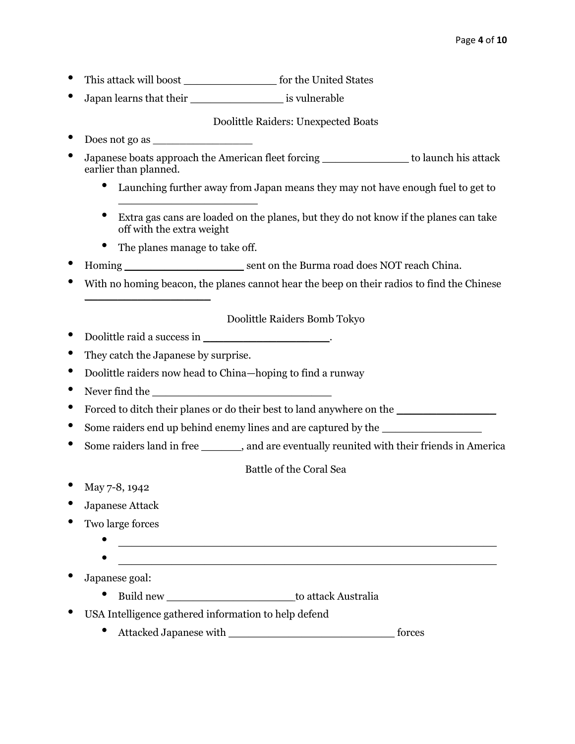- This attack will boost _______________ for the United States
- Japan learns that their _______________ is vulnerable

Doolittle Raiders: Unexpected Boats

- Does not go as ________________
- Japanese boats approach the American fleet forcing ______________ to launch his attack earlier than planned.
  - Launching further away from Japan means they may not have enough fuel to get to ______________________
  - Extra gas cans are loaded on the planes, but they do not know if the planes can take off with the extra weight
  - The planes manage to take off.
- Homing ___________________ sent on the Burma road does NOT reach China.
- With no homing beacon, the planes cannot hear the beep on their radios to find the Chinese ____________________

Doolittle Raiders Bomb Tokyo

- Doolittle raid a success in ____________________.
- They catch the Japanese by surprise.
- Doolittle raiders now head to China—hoping to find a runway
- Never find the ____________________________
- Forced to ditch their planes or do their best to land anywhere on the ________________
- Some raiders end up behind enemy lines and are captured by the ________________
- Some raiders land in free _______, and are eventually reunited with their friends in America

Battle of the Coral Sea

- May 7-8, 1942
- Japanese Attack
- Two large forces
  - ____________________________________________________________
  - ____________________________________________________________
- Japanese goal:
  - Build new _____________________to attack Australia
- USA Intelligence gathered information to help defend
  - Attacked Japanese with __________________________ forces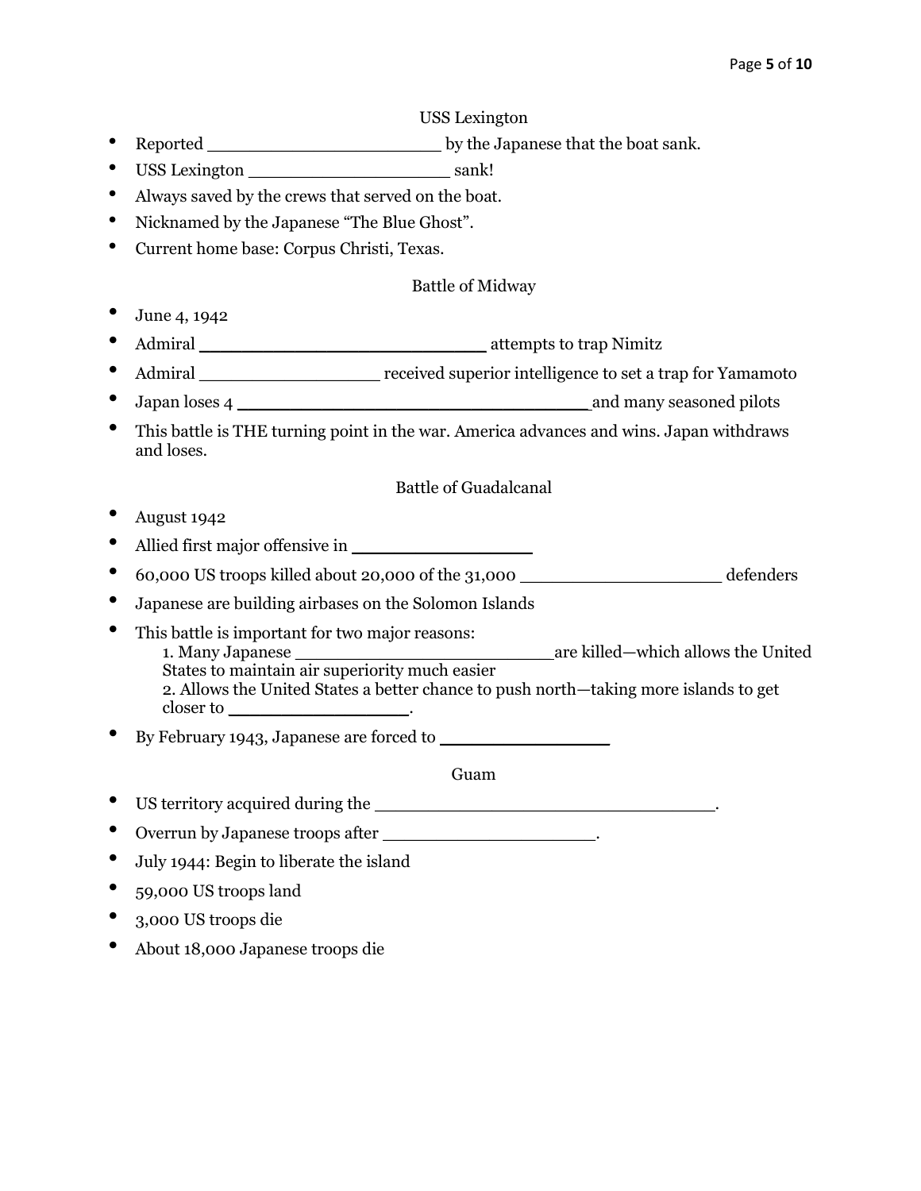## USS Lexington

- Reported ______________________ by the Japanese that the boat sank.
- USS Lexington ____________________ sank!
- Always saved by the crews that served on the boat.
- Nicknamed by the Japanese "The Blue Ghost".
- Current home base: Corpus Christi, Texas.

## Battle of Midway

- June 4, 1942
- Admiral ___________________________ attempts to trap Nimitz
- Admiral _________________ received superior intelligence to set a trap for Yamamoto
- Japan loses 4 __________________________________and many seasoned pilots
- This battle is THE turning point in the war. America advances and wins. Japan withdraws and loses.

## Battle of Guadalcanal

- August 1942
- Allied first major offensive in _________________
- 60,000 US troops killed about 20,000 of the 31,000 ___________________ defenders
- Japanese are building airbases on the Solomon Islands
- This battle is important for two major reasons:
  1. Many Japanese ___________________________are killed—which allows the United States to maintain air superiority much easier
  2. Allows the United States a better chance to push north—taking more islands to get closer to _________________.
- By February 1943, Japanese are forced to ________________

## Guam

- US territory acquired during the _________________________________.
- Overrun by Japanese troops after ____________________.
- July 1944: Begin to liberate the island
- 59,000 US troops land
- 3,000 US troops die
- About 18,000 Japanese troops die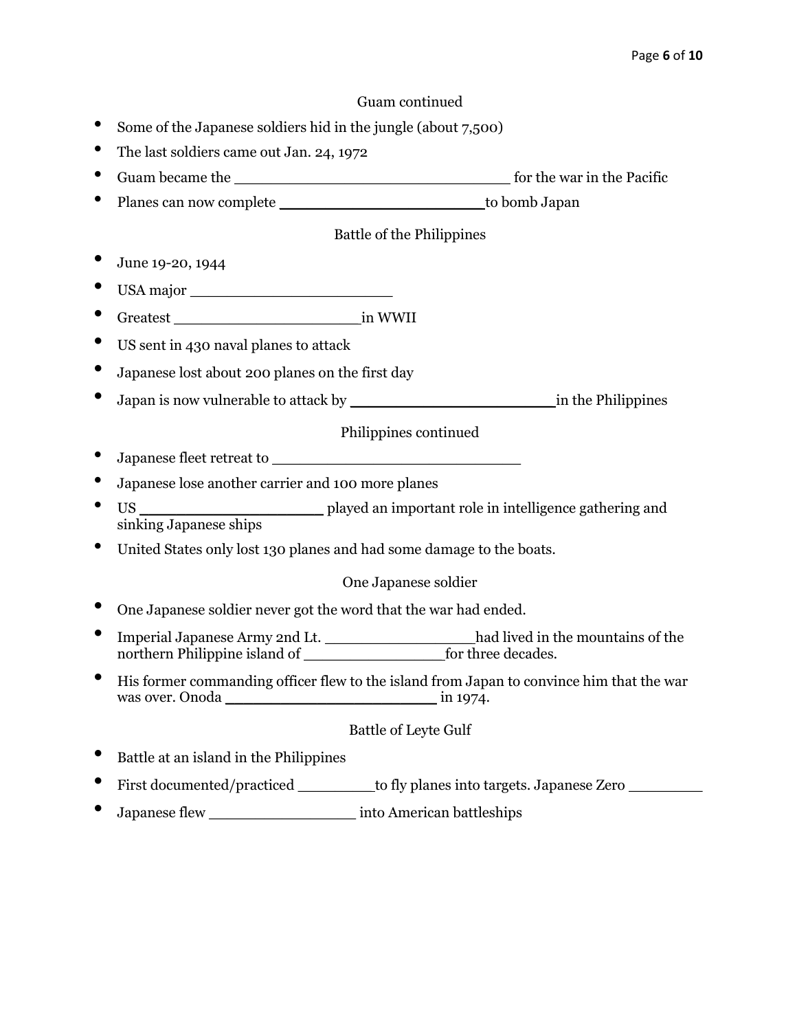## Guam continued

- Some of the Japanese soldiers hid in the jungle (about 7,500)
- The last soldiers came out Jan. 24, 1972
- Guam became the ______________________________ for the war in the Pacific
- Planes can now complete ______________________ to bomb Japan

## Battle of the Philippines

- June 19-20, 1944
- USA major ______________________
- Greatest ____________________ in WWII
- US sent in 430 naval planes to attack
- Japanese lost about 200 planes on the first day
- Japan is now vulnerable to attack by ______________________ in the Philippines

## Philippines continued

- Japanese fleet retreat to ___________________________
- Japanese lose another carrier and 100 more planes
- US ____________________ played an important role in intelligence gathering and sinking Japanese ships
- United States only lost 130 planes and had some damage to the boats.

## One Japanese soldier

- One Japanese soldier never got the word that the war had ended.
- Imperial Japanese Army 2nd Lt. ________________ had lived in the mountains of the northern Philippine island of ________________ for three decades.
- His former commanding officer flew to the island from Japan to convince him that the war was over. Onoda _______________________ in 1974.

## Battle of Leyte Gulf

- Battle at an island in the Philippines
- First documented/practiced _________ to fly planes into targets. Japanese Zero _________
- Japanese flew ________________ into American battleships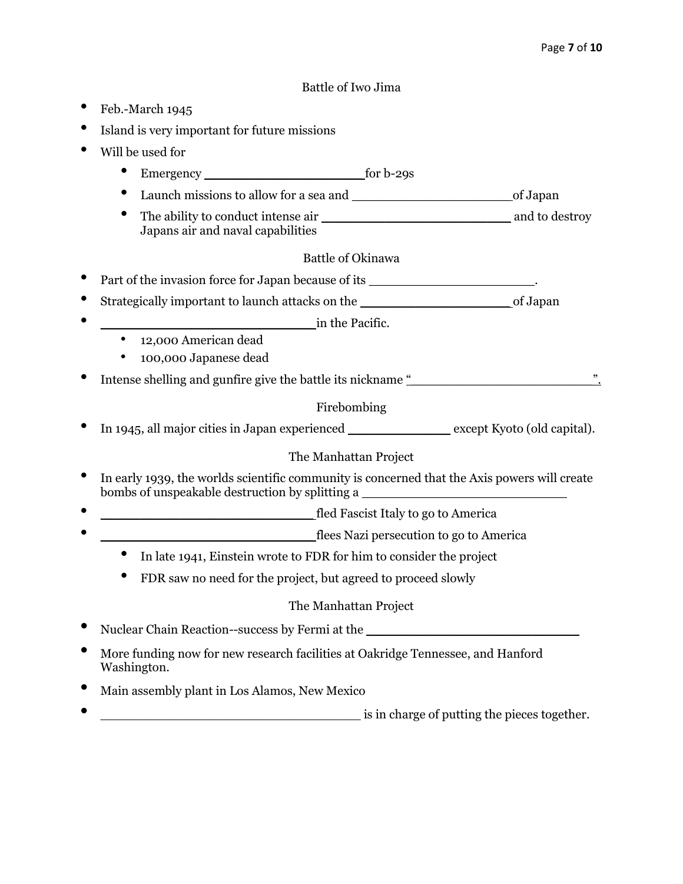## Battle of Iwo Jima

- Feb.-March 1945
- Island is very important for future missions
- Will be used for
  - Emergency ____________________ for b-29s
  - Launch missions to allow for a sea and ____________________ of Japan
  - The ability to conduct intense air ______________________ and to destroy Japans air and naval capabilities

## Battle of Okinawa

- Part of the invasion force for Japan because of its ____________________.
- Strategically important to launch attacks on the __________________ of Japan
- ___________________________ in the Pacific.
  - 12,000 American dead
  - 100,000 Japanese dead
- Intense shelling and gunfire give the battle its nickname "______________________".

## Firebombing

- In 1945, all major cities in Japan experienced ____________ except Kyoto (old capital).

## The Manhattan Project

- In early 1939, the worlds scientific community is concerned that the Axis powers will create bombs of unspeakable destruction by splitting a ________________________
- ___________________________ fled Fascist Italy to go to America
- ___________________________ flees Nazi persecution to go to America
  - In late 1941, Einstein wrote to FDR for him to consider the project
  - FDR saw no need for the project, but agreed to proceed slowly

## The Manhattan Project

- Nuclear Chain Reaction--success by Fermi at the ___________________________
- More funding now for new research facilities at Oakridge Tennessee, and Hanford Washington.
- Main assembly plant in Los Alamos, New Mexico
- _________________________________ is in charge of putting the pieces together.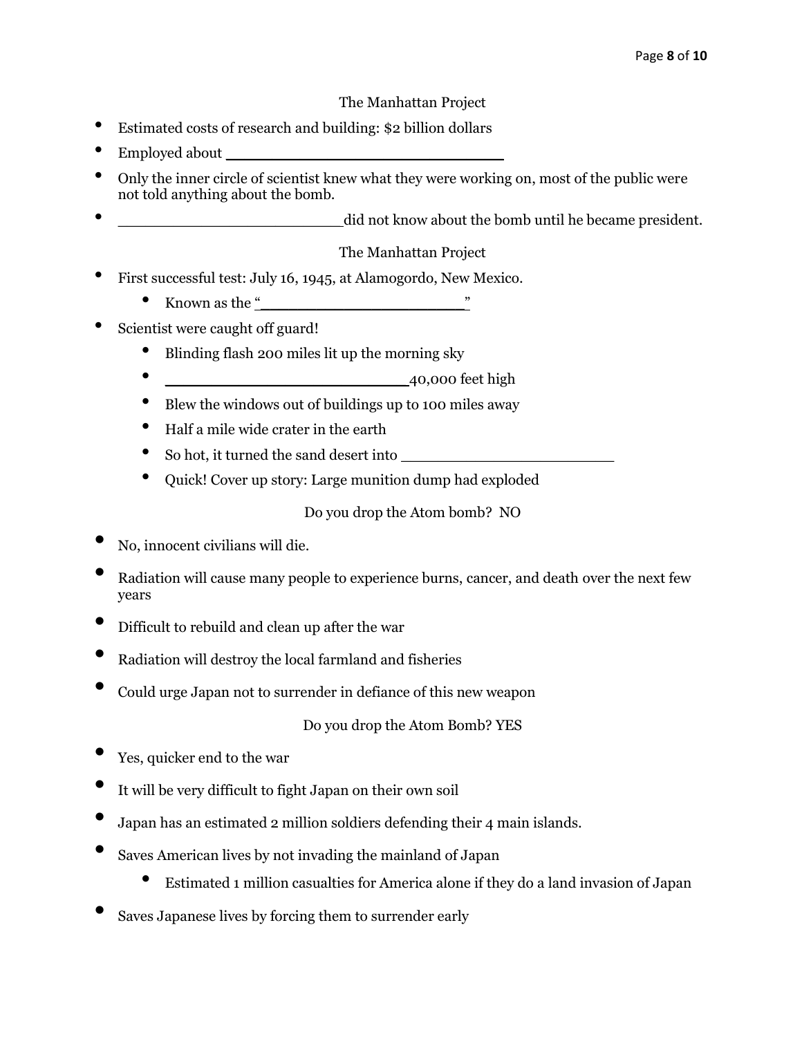## The Manhattan Project

- Estimated costs of research and building: $2 billion dollars
- Employed about ______________________________
- Only the inner circle of scientist knew what they were working on, most of the public were not told anything about the bomb.
- ________________________ did not know about the bomb until he became president.

## The Manhattan Project

- First successful test: July 16, 1945, at Alamogordo, New Mexico.
  - Known as the "______________________"
- Scientist were caught off guard!
  - Blinding flash 200 miles lit up the morning sky
  - __________________________ 40,000 feet high
  - Blew the windows out of buildings up to 100 miles away
  - Half a mile wide crater in the earth
  - So hot, it turned the sand desert into ________________________
  - Quick! Cover up story: Large munition dump had exploded

## Do you drop the Atom bomb? NO

- No, innocent civilians will die.
- Radiation will cause many people to experience burns, cancer, and death over the next few years
- Difficult to rebuild and clean up after the war
- Radiation will destroy the local farmland and fisheries
- Could urge Japan not to surrender in defiance of this new weapon

## Do you drop the Atom Bomb? YES

- Yes, quicker end to the war
- It will be very difficult to fight Japan on their own soil
- Japan has an estimated 2 million soldiers defending their 4 main islands.
- Saves American lives by not invading the mainland of Japan
  - Estimated 1 million casualties for America alone if they do a land invasion of Japan
- Saves Japanese lives by forcing them to surrender early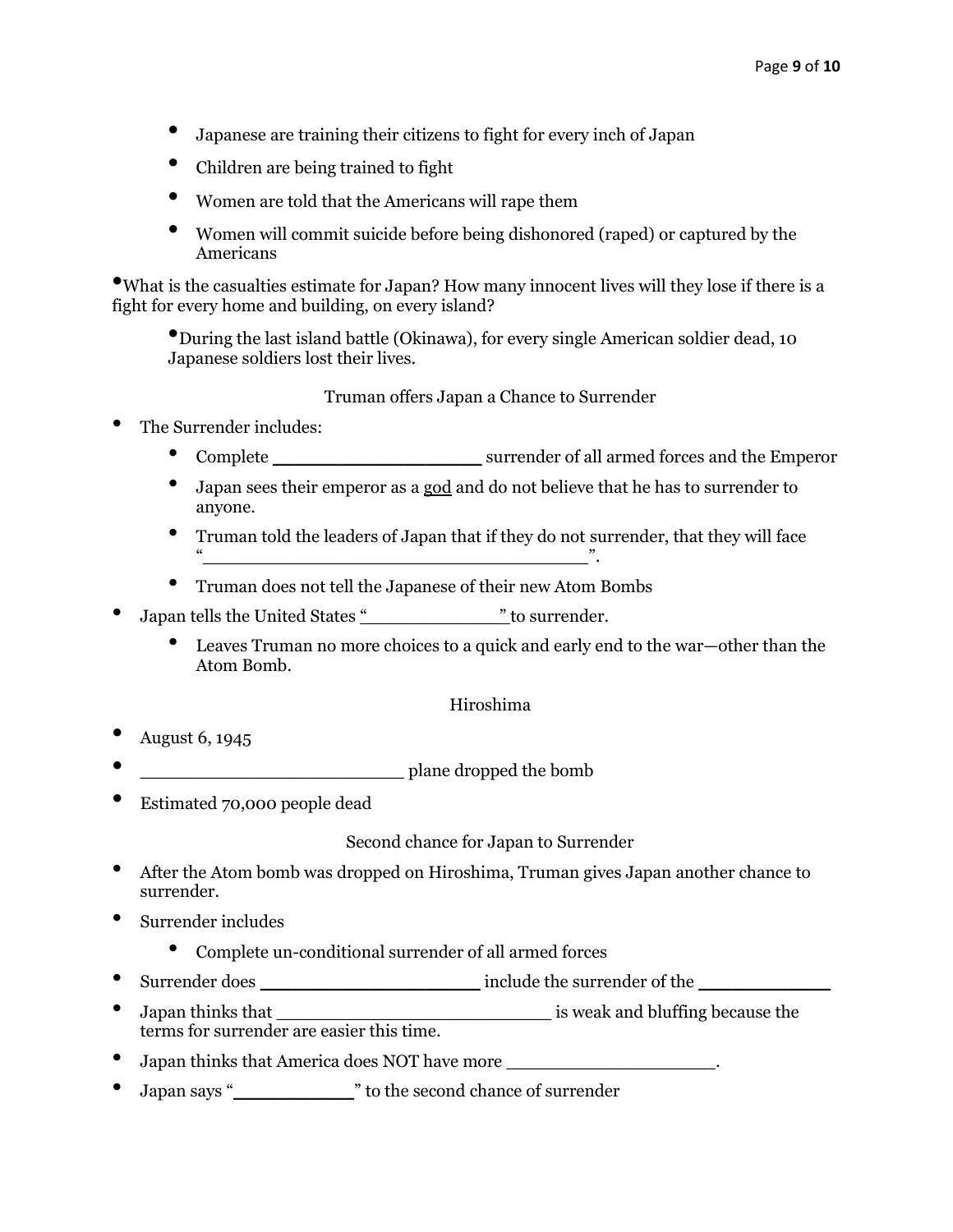- Japanese are training their citizens to fight for every inch of Japan
- Children are being trained to fight
- Women are told that the Americans will rape them
- Women will commit suicide before being dishonored (raped) or captured by the Americans

- What is the casualties estimate for Japan? How many innocent lives will they lose if there is a fight for every home and building, on every island?

  - During the last island battle (Okinawa), for every single American soldier dead, 10 Japanese soldiers lost their lives.

## Truman offers Japan a Chance to Surrender

- The Surrender includes:
  - Complete ____________________ surrender of all armed forces and the Emperor
  - Japan sees their emperor as a god and do not believe that he has to surrender to anyone.
  - Truman told the leaders of Japan that if they do not surrender, that they will face "______________________________________".
  - Truman does not tell the Japanese of their new Atom Bombs
- Japan tells the United States "_____________" to surrender.
  - Leaves Truman no more choices to a quick and early end to the war—other than the Atom Bomb.

## Hiroshima

- August 6, 1945
- _________________________ plane dropped the bomb
- Estimated 70,000 people dead

## Second chance for Japan to Surrender

- After the Atom bomb was dropped on Hiroshima, Truman gives Japan another chance to surrender.
- Surrender includes
  - Complete un-conditional surrender of all armed forces
- Surrender does _____________________ include the surrender of the _____________
- Japan thinks that ___________________________ is weak and bluffing because the terms for surrender are easier this time.
- Japan thinks that America does NOT have more ____________________.
- Japan says "___________" to the second chance of surrender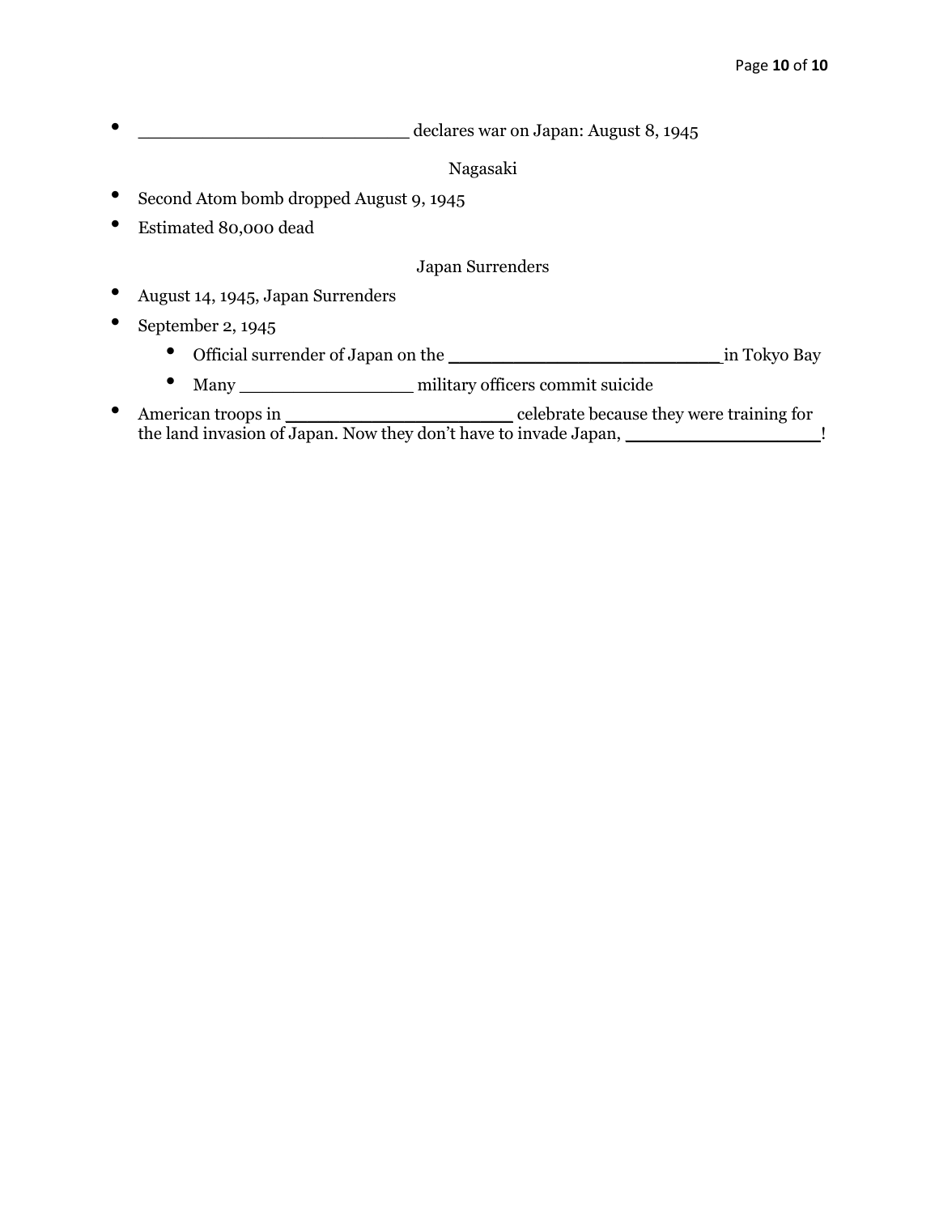- ________________________ declares war on Japan: August 8, 1945

Nagasaki

- Second Atom bomb dropped August 9, 1945
- Estimated 80,000 dead

Japan Surrenders

- August 14, 1945, Japan Surrenders
- September 2, 1945
  - Official surrender of Japan on the ________________________ in Tokyo Bay
  - Many ________________ military officers commit suicide
- American troops in ____________________ celebrate because they were training for the land invasion of Japan. Now they don't have to invade Japan, __________________!